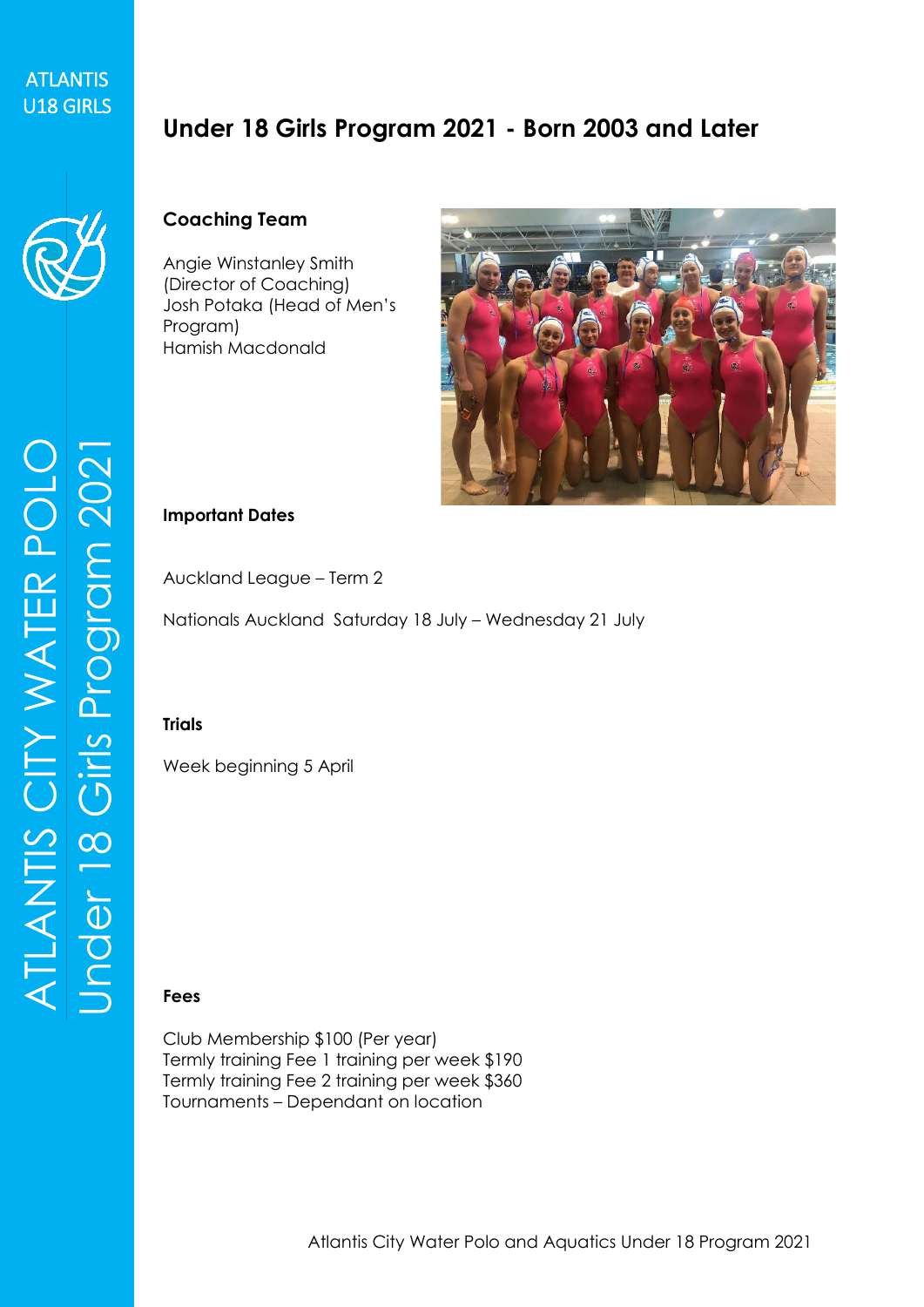ATLANTIS U18 GIRLS

ATLANTIS CITY WATER POLO
Under 18 Girls Program 2021

# Under 18 Girls Program 2021 - Born 2003 and Later

### Coaching Team

Angie Winstanley Smith (Director of Coaching)
Josh Potaka (Head of Men's Program)
Hamish Macdonald

### Important Dates

Auckland League – Term 2

Nationals Auckland Saturday 18 July – Wednesday 21 July

### Trials

Week beginning 5 April

### Fees

Club Membership $100 (Per year)
Termly training Fee 1 training per week $190
Termly training Fee 2 training per week $360
Tournaments – Dependant on location

Atlantis City Water Polo and Aquatics Under 18 Program 2021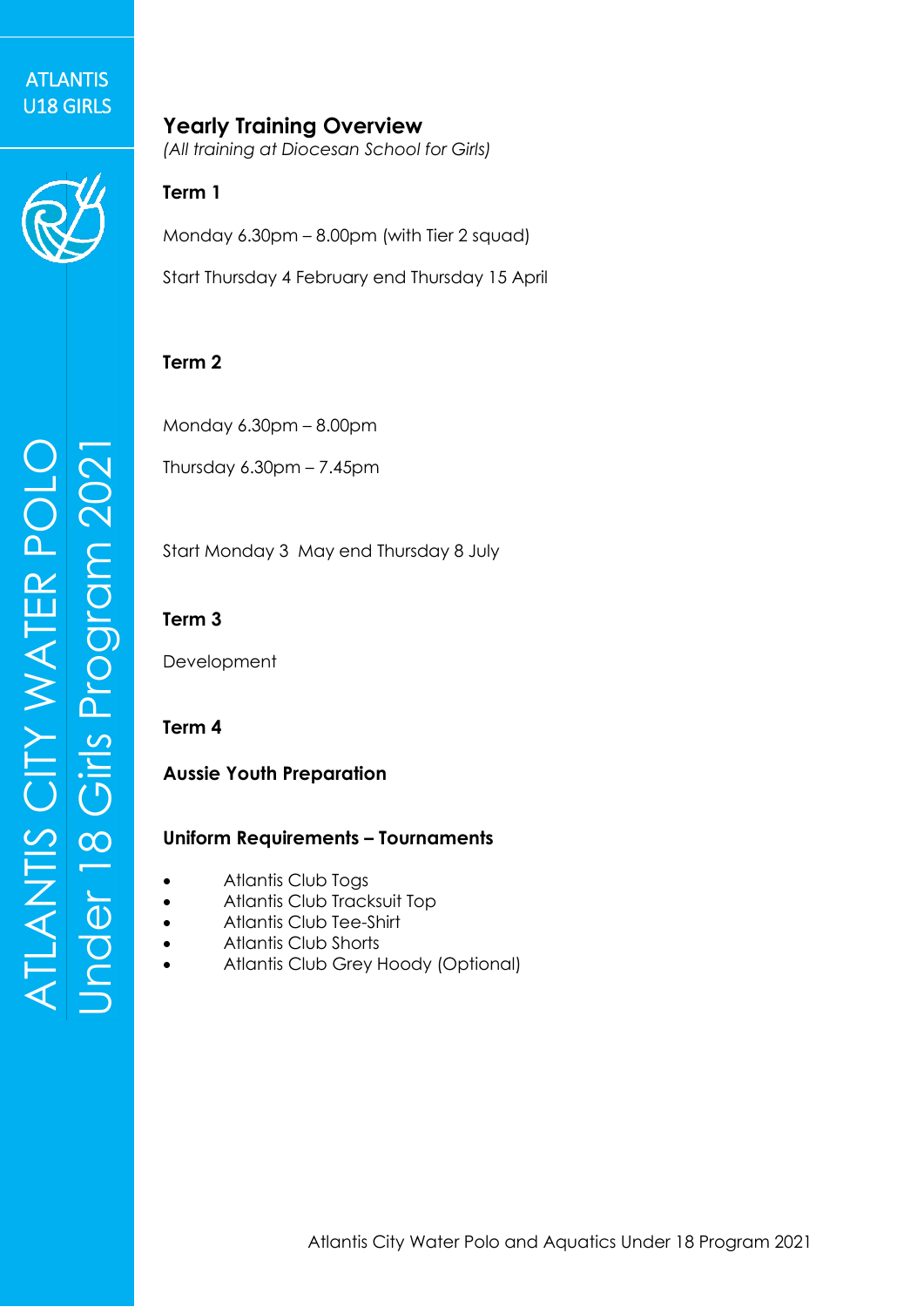## Yearly Training Overview

*(All training at Diocesan School for Girls)*

### Term 1

Monday 6.30pm – 8.00pm (with Tier 2 squad)

Start Thursday 4 February end Thursday 15 April

### Term 2

Monday 6.30pm – 8.00pm

Thursday 6.30pm – 7.45pm

Start Monday 3 May end Thursday 8 July

### Term 3

Development

### Term 4

**Aussie Youth Preparation**

### Uniform Requirements – Tournaments

- Atlantis Club Togs
- Atlantis Club Tracksuit Top
- Atlantis Club Tee-Shirt
- Atlantis Club Shorts
- Atlantis Club Grey Hoody (Optional)